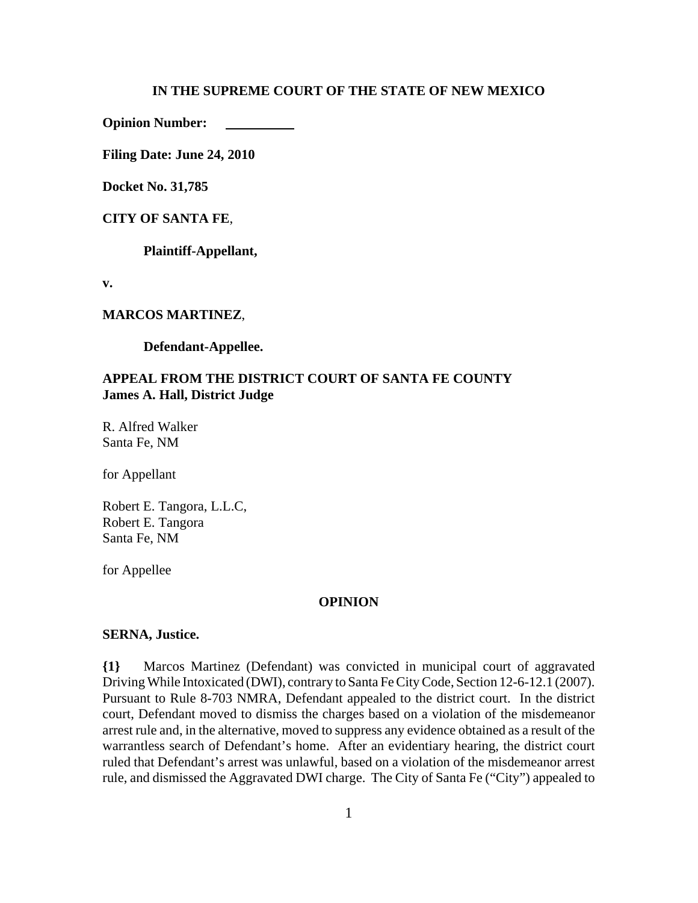**IN THE SUPREME COURT OF THE STATE OF NEW MEXICO**

**Opinion Number:** \_\_\_\_\_\_\_\_\_\_

**Filing Date: June 24, 2010**

**Docket No. 31,785**

**CITY OF SANTA FE**,

**Plaintiff-Appellant,**

**v.**

**MARCOS MARTINEZ**,

**Defendant-Appellee.**

**APPEAL FROM THE DISTRICT COURT OF SANTA FE COUNTY**
**James A. Hall, District Judge**

R. Alfred Walker
Santa Fe, NM

for Appellant

Robert E. Tangora, L.L.C,
Robert E. Tangora
Santa Fe, NM

for Appellee

**OPINION**

**SERNA, Justice.**

**{1}** Marcos Martinez (Defendant) was convicted in municipal court of aggravated Driving While Intoxicated (DWI), contrary to Santa Fe City Code, Section 12-6-12.1 (2007). Pursuant to Rule 8-703 NMRA, Defendant appealed to the district court. In the district court, Defendant moved to dismiss the charges based on a violation of the misdemeanor arrest rule and, in the alternative, moved to suppress any evidence obtained as a result of the warrantless search of Defendant's home. After an evidentiary hearing, the district court ruled that Defendant's arrest was unlawful, based on a violation of the misdemeanor arrest rule, and dismissed the Aggravated DWI charge. The City of Santa Fe ("City") appealed to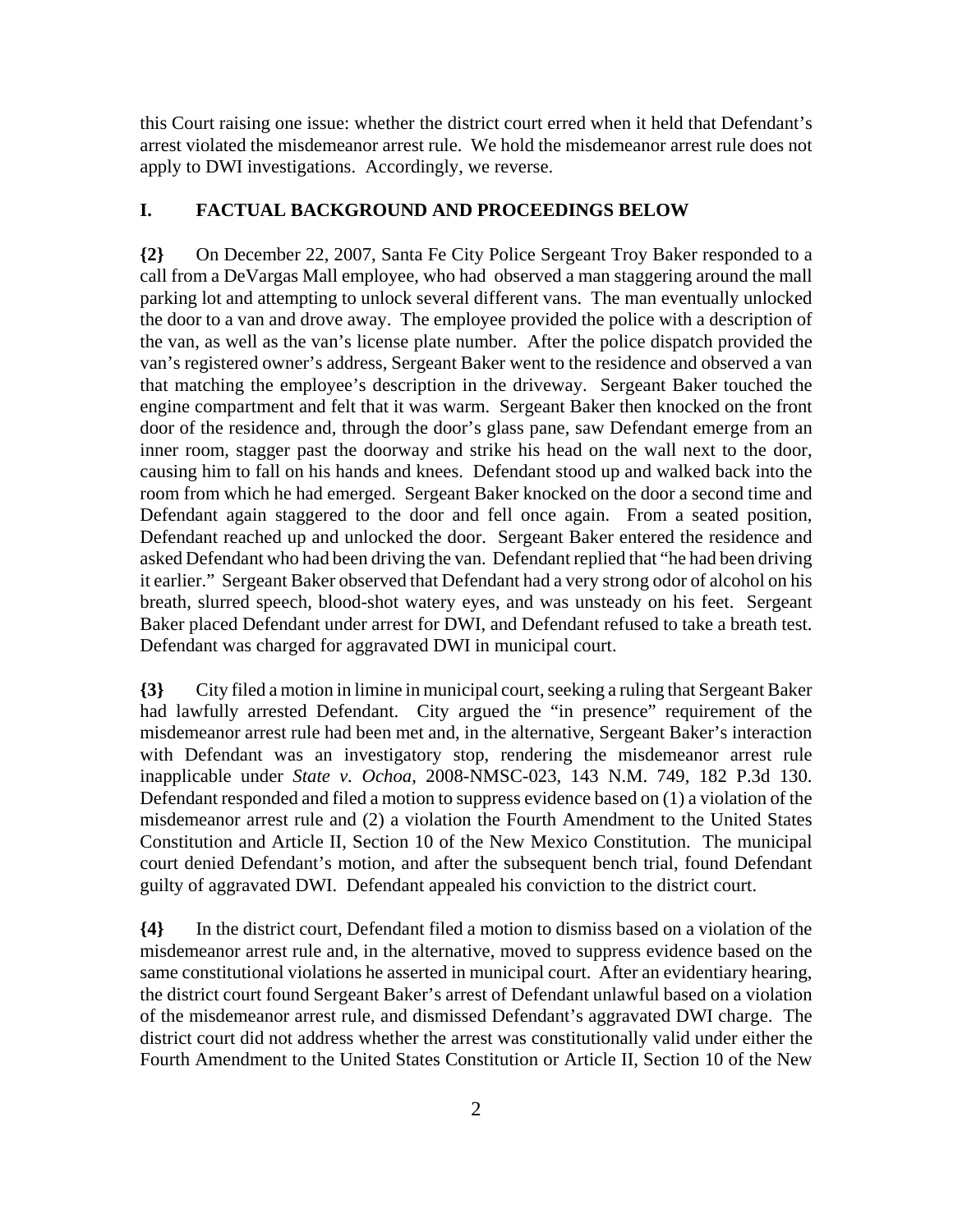this Court raising one issue: whether the district court erred when it held that Defendant's arrest violated the misdemeanor arrest rule. We hold the misdemeanor arrest rule does not apply to DWI investigations. Accordingly, we reverse.

## I. FACTUAL BACKGROUND AND PROCEEDINGS BELOW

**{2}** On December 22, 2007, Santa Fe City Police Sergeant Troy Baker responded to a call from a DeVargas Mall employee, who had observed a man staggering around the mall parking lot and attempting to unlock several different vans. The man eventually unlocked the door to a van and drove away. The employee provided the police with a description of the van, as well as the van's license plate number. After the police dispatch provided the van's registered owner's address, Sergeant Baker went to the residence and observed a van that matching the employee's description in the driveway. Sergeant Baker touched the engine compartment and felt that it was warm. Sergeant Baker then knocked on the front door of the residence and, through the door's glass pane, saw Defendant emerge from an inner room, stagger past the doorway and strike his head on the wall next to the door, causing him to fall on his hands and knees. Defendant stood up and walked back into the room from which he had emerged. Sergeant Baker knocked on the door a second time and Defendant again staggered to the door and fell once again. From a seated position, Defendant reached up and unlocked the door. Sergeant Baker entered the residence and asked Defendant who had been driving the van. Defendant replied that "he had been driving it earlier." Sergeant Baker observed that Defendant had a very strong odor of alcohol on his breath, slurred speech, blood-shot watery eyes, and was unsteady on his feet. Sergeant Baker placed Defendant under arrest for DWI, and Defendant refused to take a breath test. Defendant was charged for aggravated DWI in municipal court.

**{3}** City filed a motion in limine in municipal court, seeking a ruling that Sergeant Baker had lawfully arrested Defendant. City argued the "in presence" requirement of the misdemeanor arrest rule had been met and, in the alternative, Sergeant Baker's interaction with Defendant was an investigatory stop, rendering the misdemeanor arrest rule inapplicable under *State v. Ochoa*, 2008-NMSC-023, 143 N.M. 749, 182 P.3d 130. Defendant responded and filed a motion to suppress evidence based on (1) a violation of the misdemeanor arrest rule and (2) a violation the Fourth Amendment to the United States Constitution and Article II, Section 10 of the New Mexico Constitution. The municipal court denied Defendant's motion, and after the subsequent bench trial, found Defendant guilty of aggravated DWI. Defendant appealed his conviction to the district court.

**{4}** In the district court, Defendant filed a motion to dismiss based on a violation of the misdemeanor arrest rule and, in the alternative, moved to suppress evidence based on the same constitutional violations he asserted in municipal court. After an evidentiary hearing, the district court found Sergeant Baker's arrest of Defendant unlawful based on a violation of the misdemeanor arrest rule, and dismissed Defendant's aggravated DWI charge. The district court did not address whether the arrest was constitutionally valid under either the Fourth Amendment to the United States Constitution or Article II, Section 10 of the New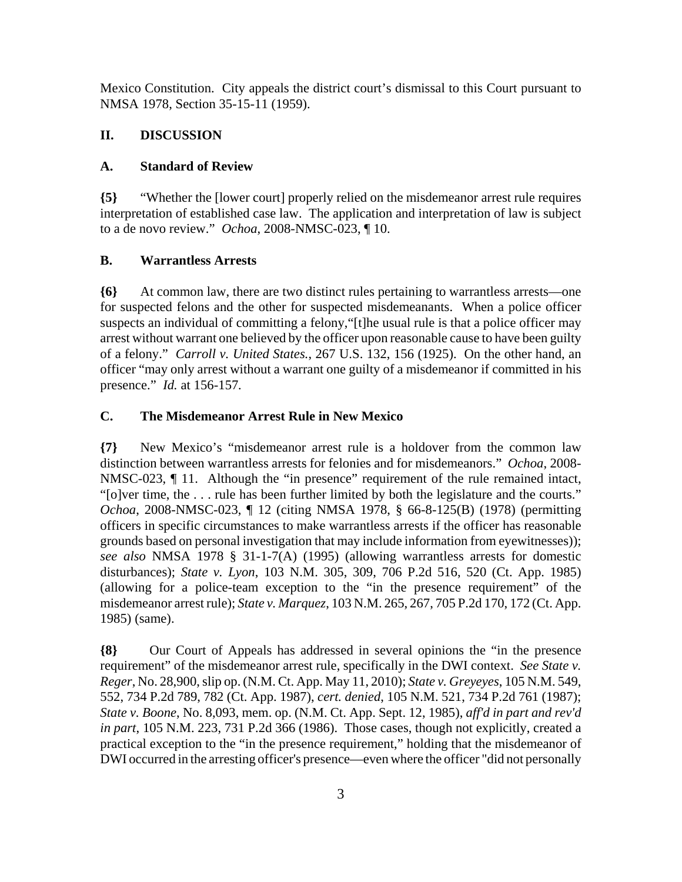Mexico Constitution. City appeals the district court's dismissal to this Court pursuant to NMSA 1978, Section 35-15-11 (1959).

## II. DISCUSSION

### A. Standard of Review

**{5}** "Whether the [lower court] properly relied on the misdemeanor arrest rule requires interpretation of established case law. The application and interpretation of law is subject to a de novo review." *Ochoa*, 2008-NMSC-023, ¶ 10.

### B. Warrantless Arrests

**{6}** At common law, there are two distinct rules pertaining to warrantless arrests—one for suspected felons and the other for suspected misdemeanants. When a police officer suspects an individual of committing a felony,"[t]he usual rule is that a police officer may arrest without warrant one believed by the officer upon reasonable cause to have been guilty of a felony." *Carroll v. United States.*, 267 U.S. 132, 156 (1925). On the other hand, an officer "may only arrest without a warrant one guilty of a misdemeanor if committed in his presence." *Id.* at 156-157.

### C. The Misdemeanor Arrest Rule in New Mexico

**{7}** New Mexico's "misdemeanor arrest rule is a holdover from the common law distinction between warrantless arrests for felonies and for misdemeanors." *Ochoa*, 2008-NMSC-023, ¶ 11. Although the "in presence" requirement of the rule remained intact, "[o]ver time, the . . . rule has been further limited by both the legislature and the courts." *Ochoa*, 2008-NMSC-023, ¶ 12 (citing NMSA 1978, § 66-8-125(B) (1978) (permitting officers in specific circumstances to make warrantless arrests if the officer has reasonable grounds based on personal investigation that may include information from eyewitnesses)); *see also* NMSA 1978 § 31-1-7(A) (1995) (allowing warrantless arrests for domestic disturbances); *State v. Lyon*, 103 N.M. 305, 309, 706 P.2d 516, 520 (Ct. App. 1985) (allowing for a police-team exception to the "in the presence requirement" of the misdemeanor arrest rule); *State v. Marquez*, 103 N.M. 265, 267, 705 P.2d 170, 172 (Ct. App. 1985) (same).

**{8}** Our Court of Appeals has addressed in several opinions the "in the presence requirement" of the misdemeanor arrest rule, specifically in the DWI context. *See State v. Reger*, No. 28,900, slip op. (N.M. Ct. App. May 11, 2010); *State v. Greyeyes*, 105 N.M. 549, 552, 734 P.2d 789, 782 (Ct. App. 1987), *cert. denied*, 105 N.M. 521, 734 P.2d 761 (1987); *State v. Boone*, No. 8,093, mem. op. (N.M. Ct. App. Sept. 12, 1985), *aff'd in part and rev'd in part*, 105 N.M. 223, 731 P.2d 366 (1986). Those cases, though not explicitly, created a practical exception to the "in the presence requirement," holding that the misdemeanor of DWI occurred in the arresting officer's presence—even where the officer "did not personally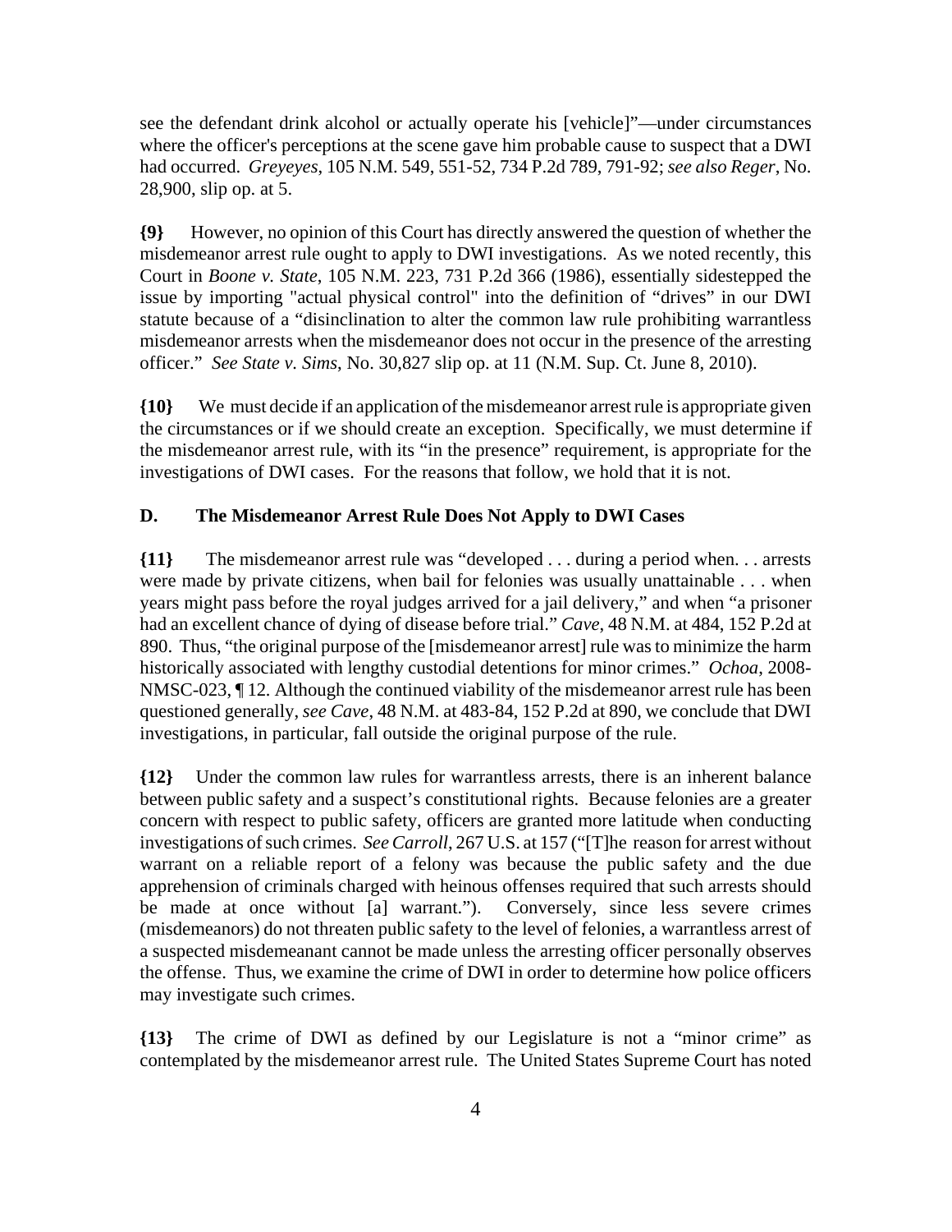see the defendant drink alcohol or actually operate his [vehicle]"—under circumstances where the officer's perceptions at the scene gave him probable cause to suspect that a DWI had occurred. *Greyeyes*, 105 N.M. 549, 551-52, 734 P.2d 789, 791-92; *see also Reger*, No. 28,900, slip op. at 5.

**{9}** However, no opinion of this Court has directly answered the question of whether the misdemeanor arrest rule ought to apply to DWI investigations. As we noted recently, this Court in *Boone v. State*, 105 N.M. 223, 731 P.2d 366 (1986), essentially sidestepped the issue by importing "actual physical control" into the definition of "drives" in our DWI statute because of a "disinclination to alter the common law rule prohibiting warrantless misdemeanor arrests when the misdemeanor does not occur in the presence of the arresting officer." *See State v. Sims*, No. 30,827 slip op. at 11 (N.M. Sup. Ct. June 8, 2010).

**{10}** We must decide if an application of the misdemeanor arrest rule is appropriate given the circumstances or if we should create an exception. Specifically, we must determine if the misdemeanor arrest rule, with its "in the presence" requirement, is appropriate for the investigations of DWI cases. For the reasons that follow, we hold that it is not.

### D. The Misdemeanor Arrest Rule Does Not Apply to DWI Cases

**{11}** The misdemeanor arrest rule was "developed . . . during a period when. . . arrests were made by private citizens, when bail for felonies was usually unattainable . . . when years might pass before the royal judges arrived for a jail delivery," and when "a prisoner had an excellent chance of dying of disease before trial." *Cave*, 48 N.M. at 484, 152 P.2d at 890. Thus, "the original purpose of the [misdemeanor arrest] rule was to minimize the harm historically associated with lengthy custodial detentions for minor crimes." *Ochoa*, 2008-NMSC-023, ¶ 12. Although the continued viability of the misdemeanor arrest rule has been questioned generally, *see Cave*, 48 N.M. at 483-84, 152 P.2d at 890, we conclude that DWI investigations, in particular, fall outside the original purpose of the rule.

**{12}** Under the common law rules for warrantless arrests, there is an inherent balance between public safety and a suspect's constitutional rights. Because felonies are a greater concern with respect to public safety, officers are granted more latitude when conducting investigations of such crimes. *See Carroll*, 267 U.S. at 157 ("[T]he reason for arrest without warrant on a reliable report of a felony was because the public safety and the due apprehension of criminals charged with heinous offenses required that such arrests should be made at once without [a] warrant."). Conversely, since less severe crimes (misdemeanors) do not threaten public safety to the level of felonies, a warrantless arrest of a suspected misdemeanant cannot be made unless the arresting officer personally observes the offense. Thus, we examine the crime of DWI in order to determine how police officers may investigate such crimes.

**{13}** The crime of DWI as defined by our Legislature is not a "minor crime" as contemplated by the misdemeanor arrest rule. The United States Supreme Court has noted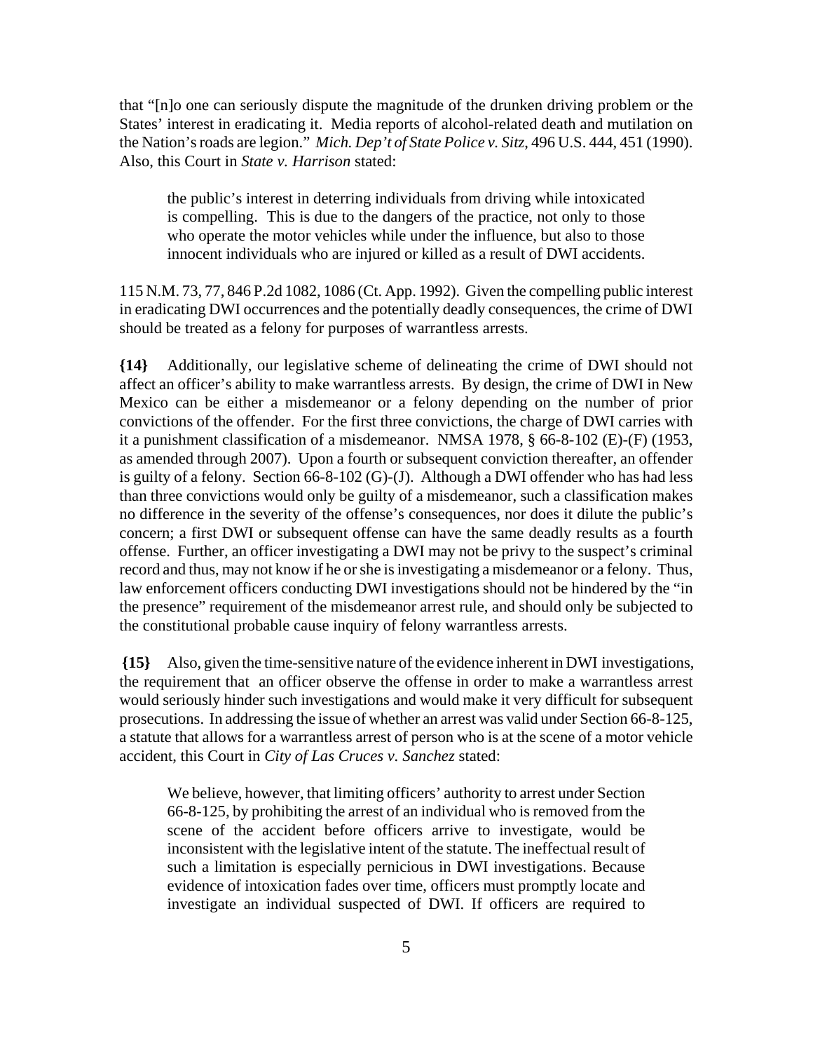that "[n]o one can seriously dispute the magnitude of the drunken driving problem or the States' interest in eradicating it. Media reports of alcohol-related death and mutilation on the Nation's roads are legion." *Mich. Dep't of State Police v. Sitz*, 496 U.S. 444, 451 (1990). Also, this Court in *State v. Harrison* stated:

> the public's interest in deterring individuals from driving while intoxicated is compelling. This is due to the dangers of the practice, not only to those who operate the motor vehicles while under the influence, but also to those innocent individuals who are injured or killed as a result of DWI accidents.

115 N.M. 73, 77, 846 P.2d 1082, 1086 (Ct. App. 1992). Given the compelling public interest in eradicating DWI occurrences and the potentially deadly consequences, the crime of DWI should be treated as a felony for purposes of warrantless arrests.

**{14}** Additionally, our legislative scheme of delineating the crime of DWI should not affect an officer's ability to make warrantless arrests. By design, the crime of DWI in New Mexico can be either a misdemeanor or a felony depending on the number of prior convictions of the offender. For the first three convictions, the charge of DWI carries with it a punishment classification of a misdemeanor. NMSA 1978, § 66-8-102 (E)-(F) (1953, as amended through 2007). Upon a fourth or subsequent conviction thereafter, an offender is guilty of a felony. Section 66-8-102 (G)-(J). Although a DWI offender who has had less than three convictions would only be guilty of a misdemeanor, such a classification makes no difference in the severity of the offense's consequences, nor does it dilute the public's concern; a first DWI or subsequent offense can have the same deadly results as a fourth offense. Further, an officer investigating a DWI may not be privy to the suspect's criminal record and thus, may not know if he or she is investigating a misdemeanor or a felony. Thus, law enforcement officers conducting DWI investigations should not be hindered by the "in the presence" requirement of the misdemeanor arrest rule, and should only be subjected to the constitutional probable cause inquiry of felony warrantless arrests.

**{15}** Also, given the time-sensitive nature of the evidence inherent in DWI investigations, the requirement that an officer observe the offense in order to make a warrantless arrest would seriously hinder such investigations and would make it very difficult for subsequent prosecutions. In addressing the issue of whether an arrest was valid under Section 66-8-125, a statute that allows for a warrantless arrest of person who is at the scene of a motor vehicle accident, this Court in *City of Las Cruces v. Sanchez* stated:

> We believe, however, that limiting officers' authority to arrest under Section 66-8-125, by prohibiting the arrest of an individual who is removed from the scene of the accident before officers arrive to investigate, would be inconsistent with the legislative intent of the statute. The ineffectual result of such a limitation is especially pernicious in DWI investigations. Because evidence of intoxication fades over time, officers must promptly locate and investigate an individual suspected of DWI. If officers are required to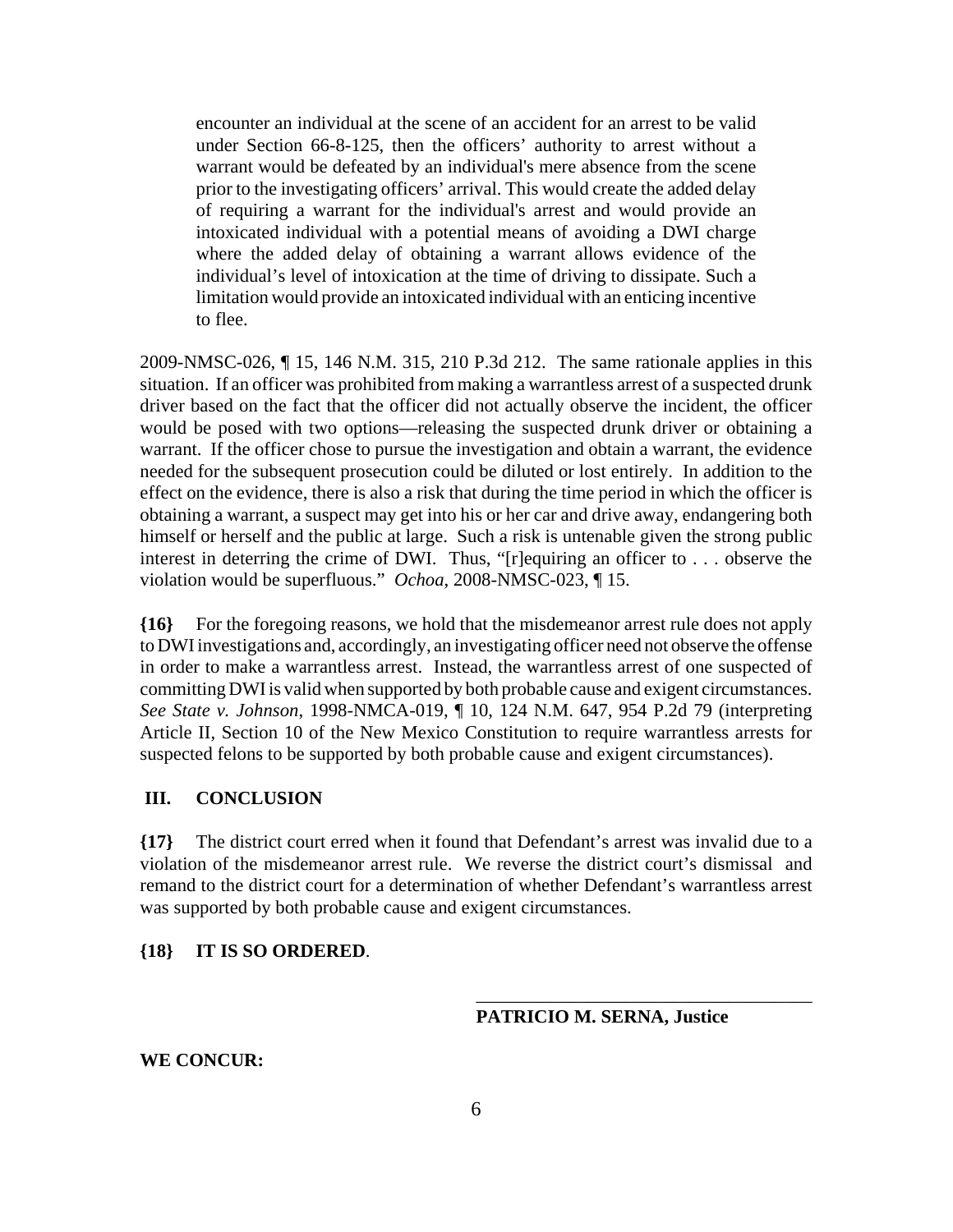> encounter an individual at the scene of an accident for an arrest to be valid under Section 66-8-125, then the officers' authority to arrest without a warrant would be defeated by an individual's mere absence from the scene prior to the investigating officers' arrival. This would create the added delay of requiring a warrant for the individual's arrest and would provide an intoxicated individual with a potential means of avoiding a DWI charge where the added delay of obtaining a warrant allows evidence of the individual's level of intoxication at the time of driving to dissipate. Such a limitation would provide an intoxicated individual with an enticing incentive to flee.

2009-NMSC-026, ¶ 15, 146 N.M. 315, 210 P.3d 212. The same rationale applies in this situation. If an officer was prohibited from making a warrantless arrest of a suspected drunk driver based on the fact that the officer did not actually observe the incident, the officer would be posed with two options—releasing the suspected drunk driver or obtaining a warrant. If the officer chose to pursue the investigation and obtain a warrant, the evidence needed for the subsequent prosecution could be diluted or lost entirely. In addition to the effect on the evidence, there is also a risk that during the time period in which the officer is obtaining a warrant, a suspect may get into his or her car and drive away, endangering both himself or herself and the public at large. Such a risk is untenable given the strong public interest in deterring the crime of DWI. Thus, "[r]equiring an officer to . . . observe the violation would be superfluous." *Ochoa*, 2008-NMSC-023, ¶ 15.

**{16}** For the foregoing reasons, we hold that the misdemeanor arrest rule does not apply to DWI investigations and, accordingly, an investigating officer need not observe the offense in order to make a warrantless arrest. Instead, the warrantless arrest of one suspected of committing DWI is valid when supported by both probable cause and exigent circumstances. *See State v. Johnson*, 1998-NMCA-019, ¶ 10, 124 N.M. 647, 954 P.2d 79 (interpreting Article II, Section 10 of the New Mexico Constitution to require warrantless arrests for suspected felons to be supported by both probable cause and exigent circumstances).

## III. CONCLUSION

**{17}** The district court erred when it found that Defendant's arrest was invalid due to a violation of the misdemeanor arrest rule. We reverse the district court's dismissal and remand to the district court for a determination of whether Defendant's warrantless arrest was supported by both probable cause and exigent circumstances.

**{18} IT IS SO ORDERED**.

\_\_\_\_\_\_\_\_\_\_\_\_\_\_\_\_\_\_\_\_\_\_\_\_\_\_\_\_\_\_\_\_\_\_\_\_

**PATRICIO M. SERNA, Justice**

**WE CONCUR:**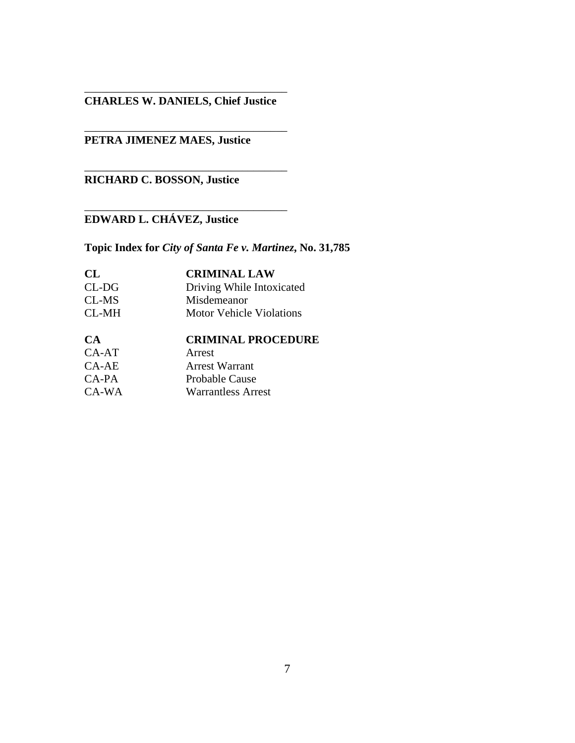\_\_\_\_\_\_\_\_\_\_\_\_\_\_\_\_\_\_\_\_\_\_\_\_\_\_\_\_\_\_\_\_\_\_\_\_
**CHARLES W. DANIELS, Chief Justice**

\_\_\_\_\_\_\_\_\_\_\_\_\_\_\_\_\_\_\_\_\_\_\_\_\_\_\_\_\_\_\_\_\_\_\_\_
**PETRA JIMENEZ MAES, Justice**

\_\_\_\_\_\_\_\_\_\_\_\_\_\_\_\_\_\_\_\_\_\_\_\_\_\_\_\_\_\_\_\_\_\_\_\_
**RICHARD C. BOSSON, Justice**

\_\_\_\_\_\_\_\_\_\_\_\_\_\_\_\_\_\_\_\_\_\_\_\_\_\_\_\_\_\_\_\_\_\_\_\_
**EDWARD L. CHÁVEZ, Justice**

**Topic Index for *City of Santa Fe v. Martinez*, No. 31,785**

| | |
|---|---|
| **CL** | **CRIMINAL LAW** |
| CL-DG | Driving While Intoxicated |
| CL-MS | Misdemeanor |
| CL-MH | Motor Vehicle Violations |
| | |
| **CA** | **CRIMINAL PROCEDURE** |
| CA-AT | Arrest |
| CA-AE | Arrest Warrant |
| CA-PA | Probable Cause |
| CA-WA | Warrantless Arrest |